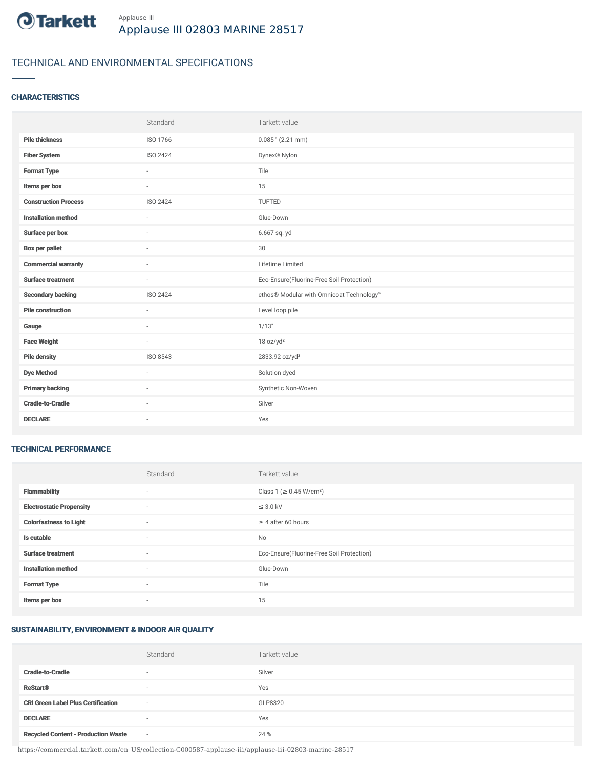Applause III

# Applause III 02803 MARINE 28517

## TECHNICAL AND ENVIRONMENTAL SPECIFICATIONS

### CHARACTERISTICS

| | Standard | Tarkett value |
|---|---|---|
| **Pile thickness** | ISO 1766 | 0.085 " (2.21 mm) |
| **Fiber System** | ISO 2424 | Dynex® Nylon |
| **Format Type** | - | Tile |
| **Items per box** | - | 15 |
| **Construction Process** | ISO 2424 | TUFTED |
| **Installation method** | - | Glue-Down |
| **Surface per box** | - | 6.667 sq. yd |
| **Box per pallet** | - | 30 |
| **Commercial warranty** | - | Lifetime Limited |
| **Surface treatment** | - | Eco-Ensure(Fluorine-Free Soil Protection) |
| **Secondary backing** | ISO 2424 | ethos® Modular with Omnicoat Technology™ |
| **Pile construction** | - | Level loop pile |
| **Gauge** | - | 1/13" |
| **Face Weight** | - | 18 oz/yd² |
| **Pile density** | ISO 8543 | 2833.92 oz/yd³ |
| **Dye Method** | - | Solution dyed |
| **Primary backing** | - | Synthetic Non-Woven |
| **Cradle-to-Cradle** | - | Silver |
| **DECLARE** | - | Yes |

### TECHNICAL PERFORMANCE

| | Standard | Tarkett value |
|---|---|---|
| **Flammability** | - | Class 1 (≥ 0.45 W/cm²) |
| **Electrostatic Propensity** | - | ≤ 3.0 kV |
| **Colorfastness to Light** | - | ≥ 4 after 60 hours |
| **Is cutable** | - | No |
| **Surface treatment** | - | Eco-Ensure(Fluorine-Free Soil Protection) |
| **Installation method** | - | Glue-Down |
| **Format Type** | - | Tile |
| **Items per box** | - | 15 |

### SUSTAINABILITY, ENVIRONMENT & INDOOR AIR QUALITY

| | Standard | Tarkett value |
|---|---|---|
| **Cradle-to-Cradle** | - | Silver |
| **ReStart®** | - | Yes |
| **CRI Green Label Plus Certification** | - | GLP8320 |
| **DECLARE** | - | Yes |
| **Recycled Content - Production Waste** | - | 24 % |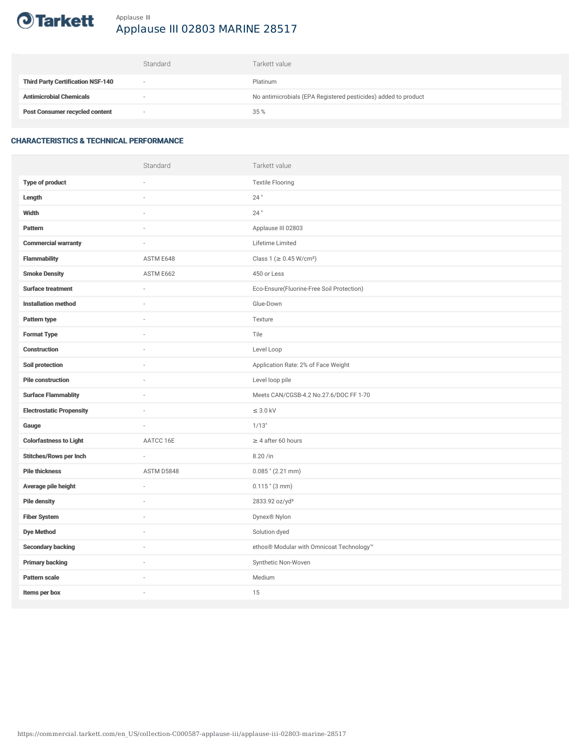Applause III

# Applause III 02803 MARINE 28517

| | Standard | Tarkett value |
|---|---|---|
| **Third Party Certification NSF-140** | - | Platinum |
| **Antimicrobial Chemicals** | - | No antimicrobials (EPA Registered pesticides) added to product |
| **Post Consumer recycled content** | - | 35 % |

## CHARACTERISTICS & TECHNICAL PERFORMANCE

| | Standard | Tarkett value |
|---|---|---|
| **Type of product** | - | Textile Flooring |
| **Length** | - | 24 " |
| **Width** | - | 24 " |
| **Pattern** | - | Applause III 02803 |
| **Commercial warranty** | - | Lifetime Limited |
| **Flammability** | ASTM E648 | Class 1 (≥ 0.45 W/cm²) |
| **Smoke Density** | ASTM E662 | 450 or Less |
| **Surface treatment** | - | Eco-Ensure(Fluorine-Free Soil Protection) |
| **Installation method** | - | Glue-Down |
| **Pattern type** | - | Texture |
| **Format Type** | - | Tile |
| **Construction** | - | Level Loop |
| **Soil protection** | - | Application Rate: 2% of Face Weight |
| **Pile construction** | - | Level loop pile |
| **Surface Flammablity** | - | Meets CAN/CGSB-4.2 No.27.6/DOC FF 1-70 |
| **Electrostatic Propensity** | - | ≤ 3.0 kV |
| **Gauge** | - | 1/13" |
| **Colorfastness to Light** | AATCC 16E | ≥ 4 after 60 hours |
| **Stitches/Rows per Inch** | - | 8.20 /in |
| **Pile thickness** | ASTM D5848 | 0.085 " (2.21 mm) |
| **Average pile height** | - | 0.115 " (3 mm) |
| **Pile density** | - | 2833.92 oz/yd³ |
| **Fiber System** | - | Dynex® Nylon |
| **Dye Method** | - | Solution dyed |
| **Secondary backing** | - | ethos® Modular with Omnicoat Technology™ |
| **Primary backing** | - | Synthetic Non-Woven |
| **Pattern scale** | - | Medium |
| **Items per box** | - | 15 |